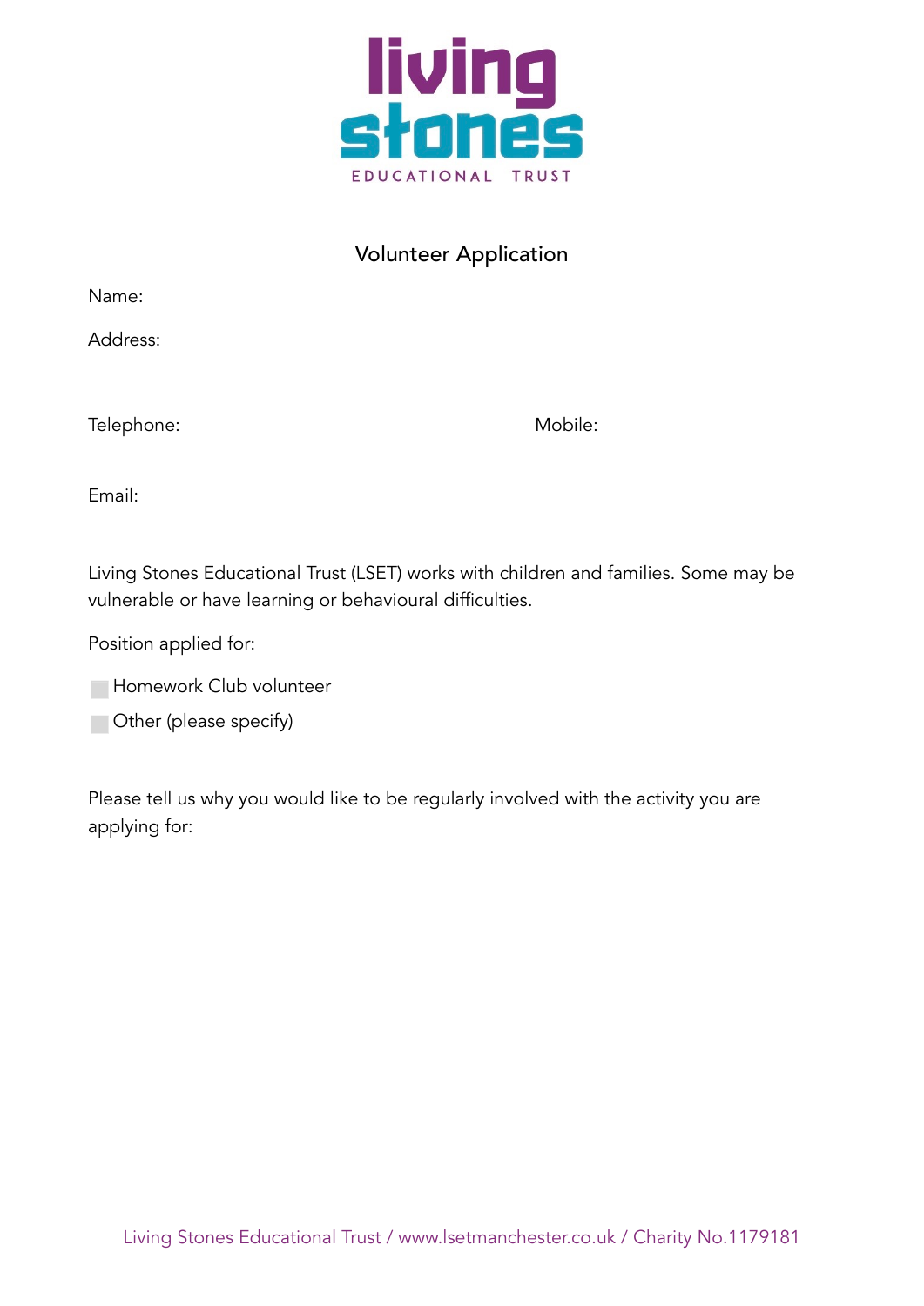# living stones

EDUCATIONAL TRUST

## Volunteer Application

Name:

Address:

Telephone: Mobile:

Email:

Living Stones Educational Trust (LSET) works with children and families. Some may be vulnerable or have learning or behavioural difficulties.

Position applied for:

- ☐ Homework Club volunteer
- ☐ Other (please specify)

Please tell us why you would like to be regularly involved with the activity you are applying for:

Living Stones Educational Trust / www.lsetmanchester.co.uk / Charity No.1179181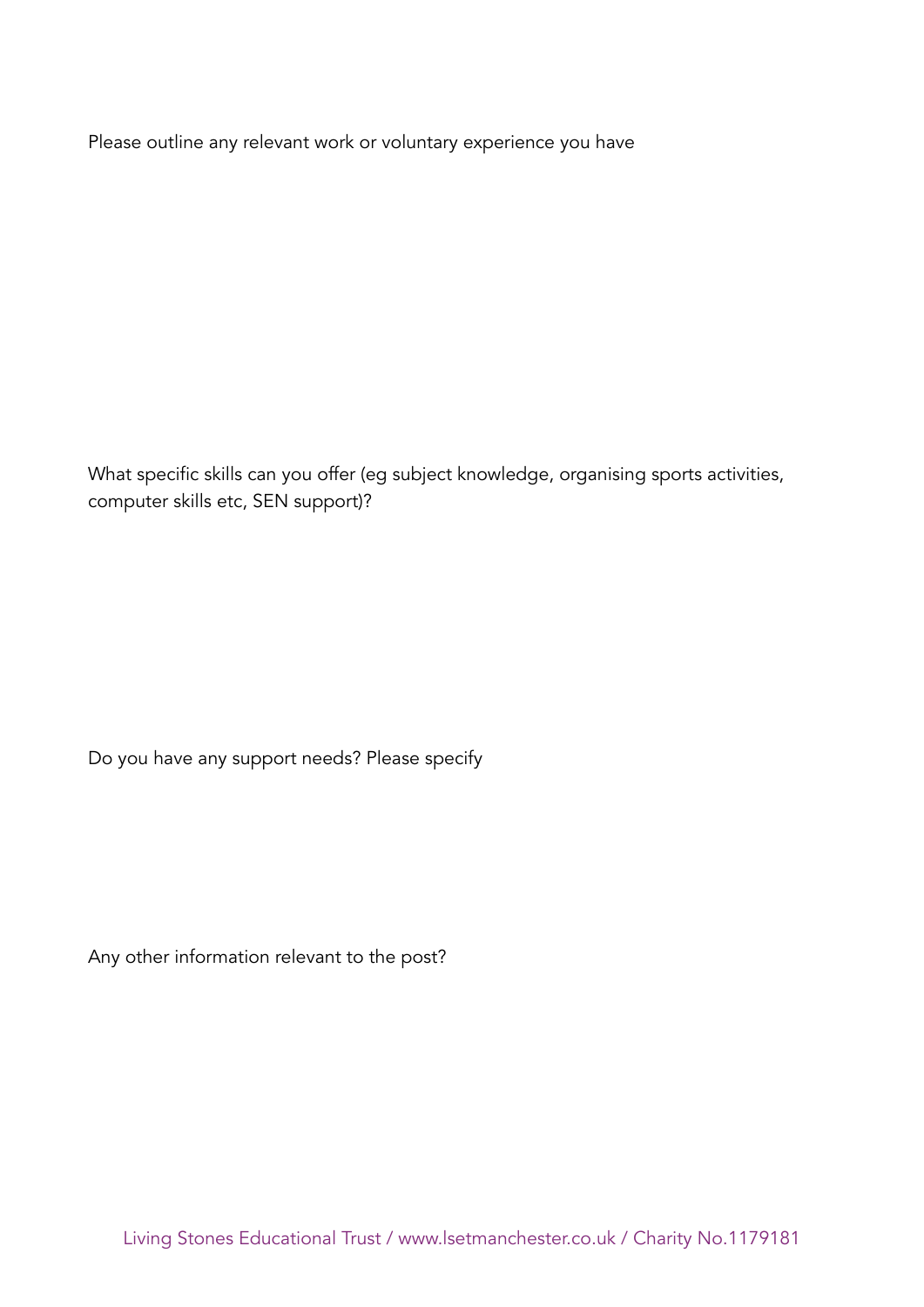Please outline any relevant work or voluntary experience you have

What specific skills can you offer (eg subject knowledge, organising sports activities, computer skills etc, SEN support)?

Do you have any support needs? Please specify

Any other information relevant to the post?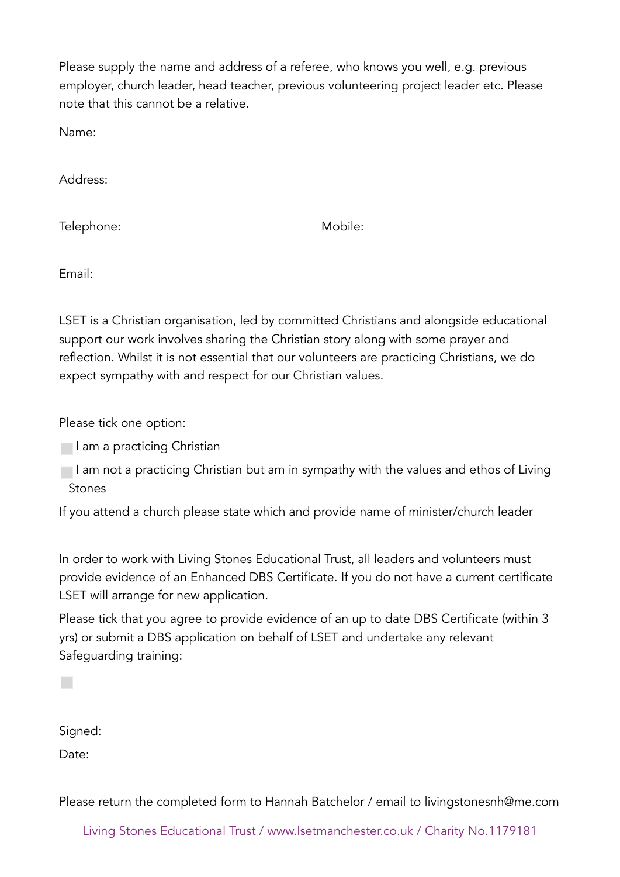Please supply the name and address of a referee, who knows you well, e.g. previous employer, church leader, head teacher, previous volunteering project leader etc. Please note that this cannot be a relative.

Name:

Address:

Telephone: Mobile:

Email:

LSET is a Christian organisation, led by committed Christians and alongside educational support our work involves sharing the Christian story along with some prayer and reflection. Whilst it is not essential that our volunteers are practicing Christians, we do expect sympathy with and respect for our Christian values.

Please tick one option:

- ☐ I am a practicing Christian
- ☐ I am not a practicing Christian but am in sympathy with the values and ethos of Living Stones

If you attend a church please state which and provide name of minister/church leader

In order to work with Living Stones Educational Trust, all leaders and volunteers must provide evidence of an Enhanced DBS Certificate. If you do not have a current certificate LSET will arrange for new application.

Please tick that you agree to provide evidence of an up to date DBS Certificate (within 3 yrs) or submit a DBS application on behalf of LSET and undertake any relevant Safeguarding training:

☐

Signed:

Date:

Please return the completed form to Hannah Batchelor / email to livingstonesnh@me.com

Living Stones Educational Trust / www.lsetmanchester.co.uk / Charity No.1179181